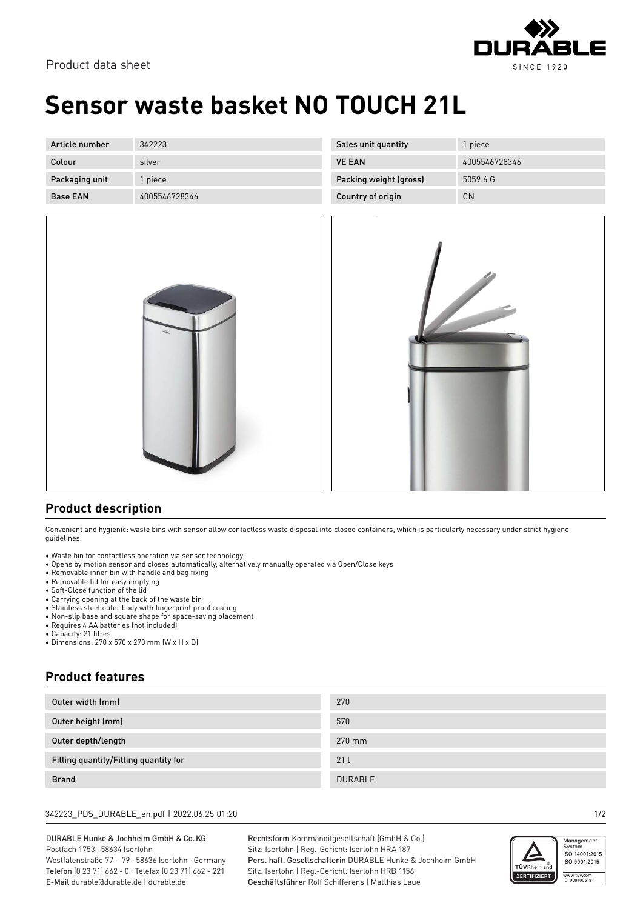Product data sheet

# Sensor waste basket NO TOUCH 21L

| Article number | 342223 | Sales unit quantity | 1 piece |
|---|---|---|---|
| Colour | silver | VE EAN | 4005546728346 |
| Packaging unit | 1 piece | Packing weight (gross) | 5059.6 G |
| Base EAN | 4005546728346 | Country of origin | CN |

## Product description

Convenient and hygienic: waste bins with sensor allow contactless waste disposal into closed containers, which is particularly necessary under strict hygiene guidelines.

- Waste bin for contactless operation via sensor technology
- Opens by motion sensor and closes automatically, alternatively manually operated via Open/Close keys
- Removable inner bin with handle and bag fixing
- Removable lid for easy emptying
- Soft-Close function of the lid
- Carrying opening at the back of the waste bin
- Stainless steel outer body with fingerprint proof coating
- Non-slip base and square shape for space-saving placement
- Requires 4 AA batteries (not included)
- Capacity: 21 litres
- Dimensions: 270 x 570 x 270 mm (W x H x D)

## Product features

| | |
|---|---|
| Outer width (mm) | 270 |
| Outer height (mm) | 570 |
| Outer depth/length | 270 mm |
| Filling quantity/Filling quantity for | 21 l |
| Brand | DURABLE |

342223_PDS_DURABLE_en.pdf | 2022.06.25 01:20

DURABLE Hunke & Jochheim GmbH & Co.KG
Postfach 1753 · 58634 Iserlohn
Westfalenstraße 77 – 79 · 58636 Iserlohn · Germany
Telefon (0 23 71) 662 - 0 · Telefax (0 23 71) 662 - 221
E-Mail durable@durable.de | durable.de

Rechtsform Kommanditgesellschaft (GmbH & Co.)
Sitz: Iserlohn | Reg.-Gericht: Iserlohn HRA 187
Pers. haft. Gesellschafterin DURABLE Hunke & Jochheim GmbH
Sitz: Iserlohn | Reg.-Gericht: Iserlohn HRB 1156
Geschäftsführer Rolf Schifferens | Matthias Laue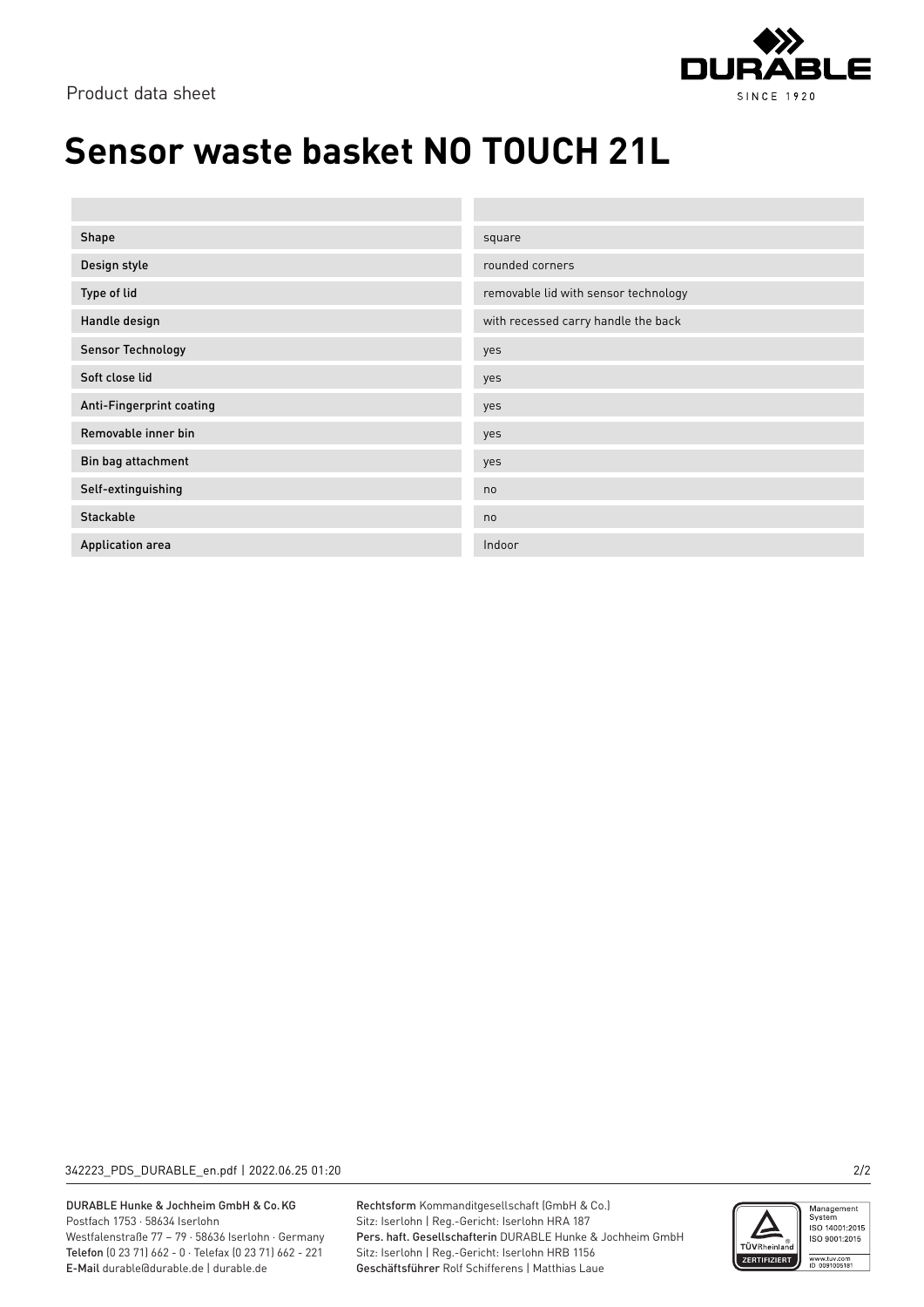Product data sheet

# Sensor waste basket NO TOUCH 21L

| | |
|---|---|
| Shape | square |
| Design style | rounded corners |
| Type of lid | removable lid with sensor technology |
| Handle design | with recessed carry handle the back |
| Sensor Technology | yes |
| Soft close lid | yes |
| Anti-Fingerprint coating | yes |
| Removable inner bin | yes |
| Bin bag attachment | yes |
| Self-extinguishing | no |
| Stackable | no |
| Application area | Indoor |

342223_PDS_DURABLE_en.pdf | 2022.06.25 01:20

DURABLE Hunke & Jochheim GmbH & Co. KG
Postfach 1753 · 58634 Iserlohn
Westfalenstraße 77 – 79 · 58636 Iserlohn · Germany
Telefon (0 23 71) 662 - 0 · Telefax (0 23 71) 662 - 221
E-Mail durable@durable.de | durable.de

Rechtsform Kommanditgesellschaft (GmbH & Co.)
Sitz: Iserlohn | Reg.-Gericht: Iserlohn HRA 187
Pers. haft. Gesellschafterin DURABLE Hunke & Jochheim GmbH
Sitz: Iserlohn | Reg.-Gericht: Iserlohn HRB 1156
Geschäftsführer Rolf Schifferens | Matthias Laue